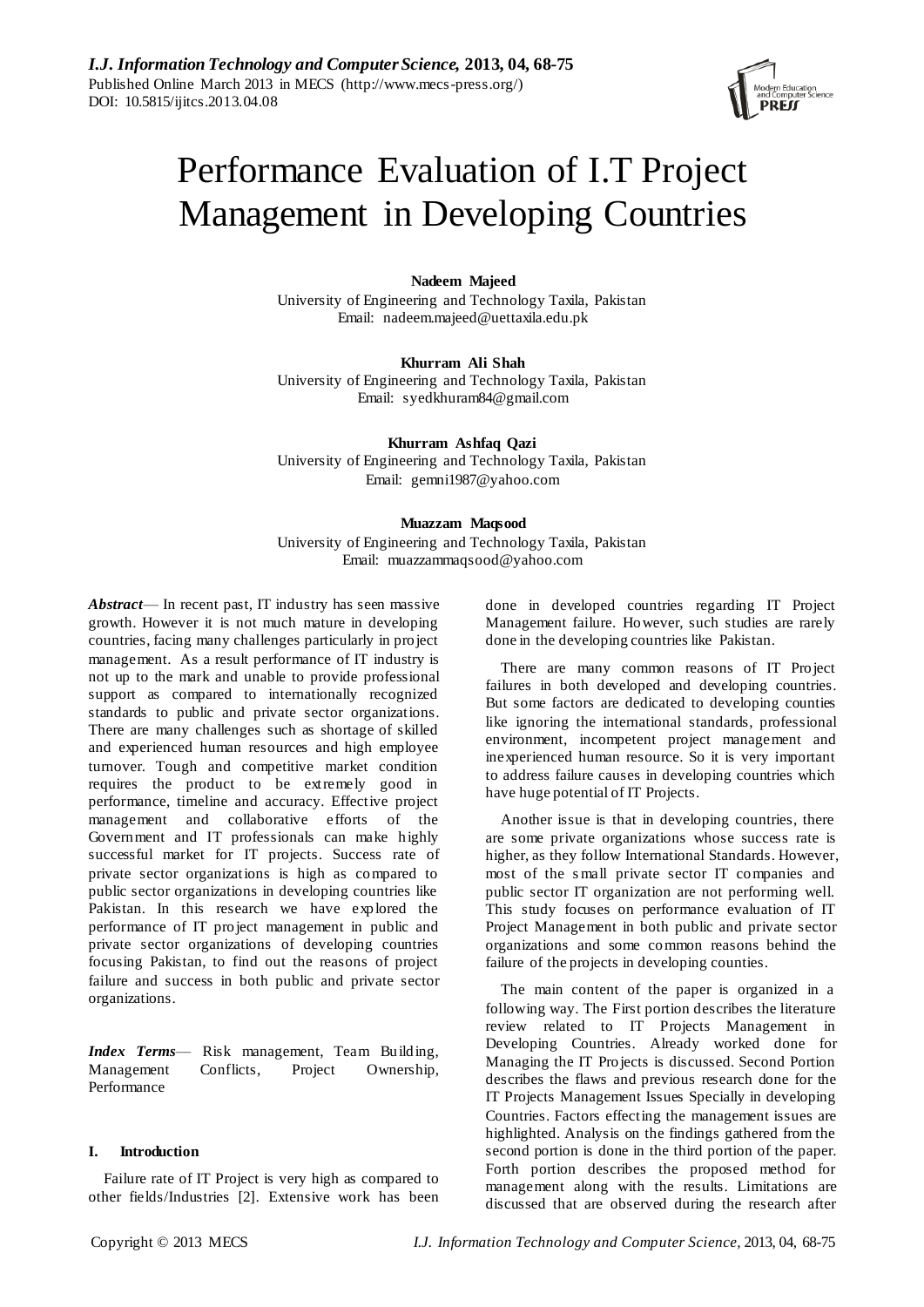# Performance Evaluation of I.T Project Management in Developing Countries

**Nadeem Majeed**
University of Engineering and Technology Taxila, Pakistan
Email: nadeem.majeed@uettaxila.edu.pk

**Khurram Ali Shah**
University of Engineering and Technology Taxila, Pakistan
Email: syedkhuram84@gmail.com

**Khurram Ashfaq Qazi**
University of Engineering and Technology Taxila, Pakistan
Email: gemni1987@yahoo.com

**Muazzam Maqsood**
University of Engineering and Technology Taxila, Pakistan
Email: muazzammaqsood@yahoo.com

***Abstract*** — In recent past, IT industry has seen massive growth. However it is not much mature in developing countries, facing many challenges particularly in project management. As a result performance of IT industry is not up to the mark and unable to provide professional support as compared to internationally recognized standards to public and private sector organizations. There are many challenges such as shortage of skilled and experienced human resources and high employee turnover. Tough and competitive market condition requires the product to be extremely good in performance, timeline and accuracy. Effective project management and collaborative efforts of the Government and IT professionals can make highly successful market for IT projects. Success rate of private sector organizations is high as compared to public sector organizations in developing countries like Pakistan. In this research we have explored the performance of IT project management in public and private sector organizations of developing countries focusing Pakistan, to find out the reasons of project failure and success in both public and private sector organizations.

***Index Terms*** — Risk management, Team Building, Management Conflicts, Project Ownership, Performance

## I. Introduction

Failure rate of IT Project is very high as compared to other fields/Industries [2]. Extensive work has been done in developed countries regarding IT Project Management failure. However, such studies are rarely done in the developing countries like Pakistan.

There are many common reasons of IT Project failures in both developed and developing countries. But some factors are dedicated to developing counties like ignoring the international standards, professional environment, incompetent project management and inexperienced human resource. So it is very important to address failure causes in developing countries which have huge potential of IT Projects.

Another issue is that in developing countries, there are some private organizations whose success rate is higher, as they follow International Standards. However, most of the small private sector IT companies and public sector IT organization are not performing well. This study focuses on performance evaluation of IT Project Management in both public and private sector organizations and some common reasons behind the failure of the projects in developing counties.

The main content of the paper is organized in a following way. The First portion describes the literature review related to IT Projects Management in Developing Countries. Already worked done for Managing the IT Projects is discussed. Second Portion describes the flaws and previous research done for the IT Projects Management Issues Specially in developing Countries. Factors effecting the management issues are highlighted. Analysis on the findings gathered from the second portion is done in the third portion of the paper. Forth portion describes the proposed method for management along with the results. Limitations are discussed that are observed during the research after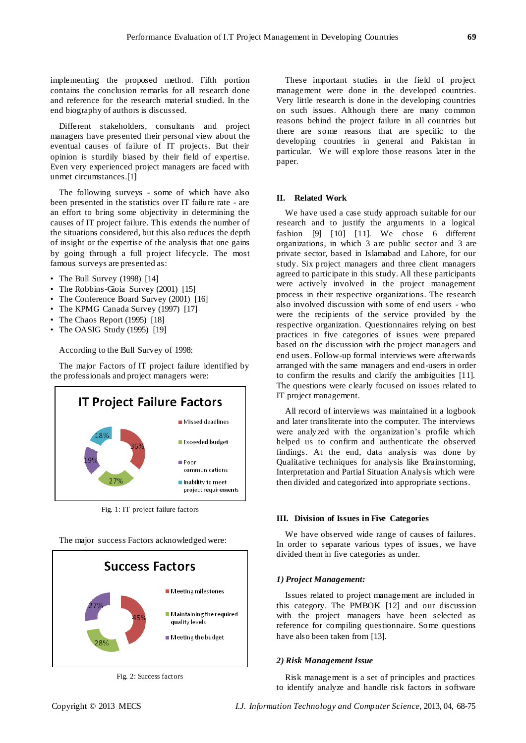implementing the proposed method. Fifth portion contains the conclusion remarks for all research done and reference for the research material studied. In the end biography of authors is discussed.

Different stakeholders, consultants and project managers have presented their personal view about the eventual causes of failure of IT projects. But their opinion is sturdily biased by their field of expertise. Even very experienced project managers are faced with unmet circumstances.[1]

The following surveys - some of which have also been presented in the statistics over IT failure rate - are an effort to bring some objectivity in determining the causes of IT project failure. This extends the number of the situations considered, but this also reduces the depth of insight or the expertise of the analysis that one gains by going through a full project lifecycle. The most famous surveys are presented as:

- The Bull Survey (1998) [14]
- The Robbins-Gioia Survey (2001) [15]
- The Conference Board Survey (2001) [16]
- The KPMG Canada Survey (1997) [17]
- The Chaos Report (1995) [18]
- The OASIG Study (1995) [19]

According to the Bull Survey of 1998:

The major Factors of IT project failure identified by the professionals and project managers were:

IT Project Failure Factors

- Missed deadlines: 36%
- Exceeded budget: 27%
- Poor communications: 19%
- Inability to meet project requirements: 18%

Fig. 1: IT project failure factors

The major success Factors acknowledged were:

Success Factors

- Meeting milestones: 45%
- Maintaining the required quality levels: 28%
- Meeting the budget: 27%

Fig. 2: Success factors

These important studies in the field of project management were done in the developed countries. Very little research is done in the developing countries on such issues. Although there are many common reasons behind the project failure in all countries but there are some reasons that are specific to the developing countries in general and Pakistan in particular. We will explore those reasons later in the paper.

## II. Related Work

We have used a case study approach suitable for our research and to justify the arguments in a logical fashion [9] [10] [11]. We chose 6 different organizations, in which 3 are public sector and 3 are private sector, based in Islamabad and Lahore, for our study. Six project managers and three client managers agreed to participate in this study. All these participants were actively involved in the project management process in their respective organizations. The research also involved discussion with some of end users - who were the recipients of the service provided by the respective organization. Questionnaires relying on best practices in five categories of issues were prepared based on the discussion with the project managers and end users. Follow-up formal interviews were afterwards arranged with the same managers and end-users in order to confirm the results and clarify the ambiguities [11]. The questions were clearly focused on issues related to IT project management.

All record of interviews was maintained in a logbook and later transliterate into the computer. The interviews were analyzed with the organization's profile which helped us to confirm and authenticate the observed findings. At the end, data analysis was done by Qualitative techniques for analysis like Brainstorming, Interpretation and Partial Situation Analysis which were then divided and categorized into appropriate sections.

## III. Division of Issues in Five Categories

We have observed wide range of causes of failures. In order to separate various types of issues, we have divided them in five categories as under.

### *1) Project Management:*

Issues related to project management are included in this category. The PMBOK [12] and our discussion with the project managers have been selected as reference for compiling questionnaire. Some questions have also been taken from [13].

### *2) Risk Management Issue*

Risk management is a set of principles and practices to identify analyze and handle risk factors in software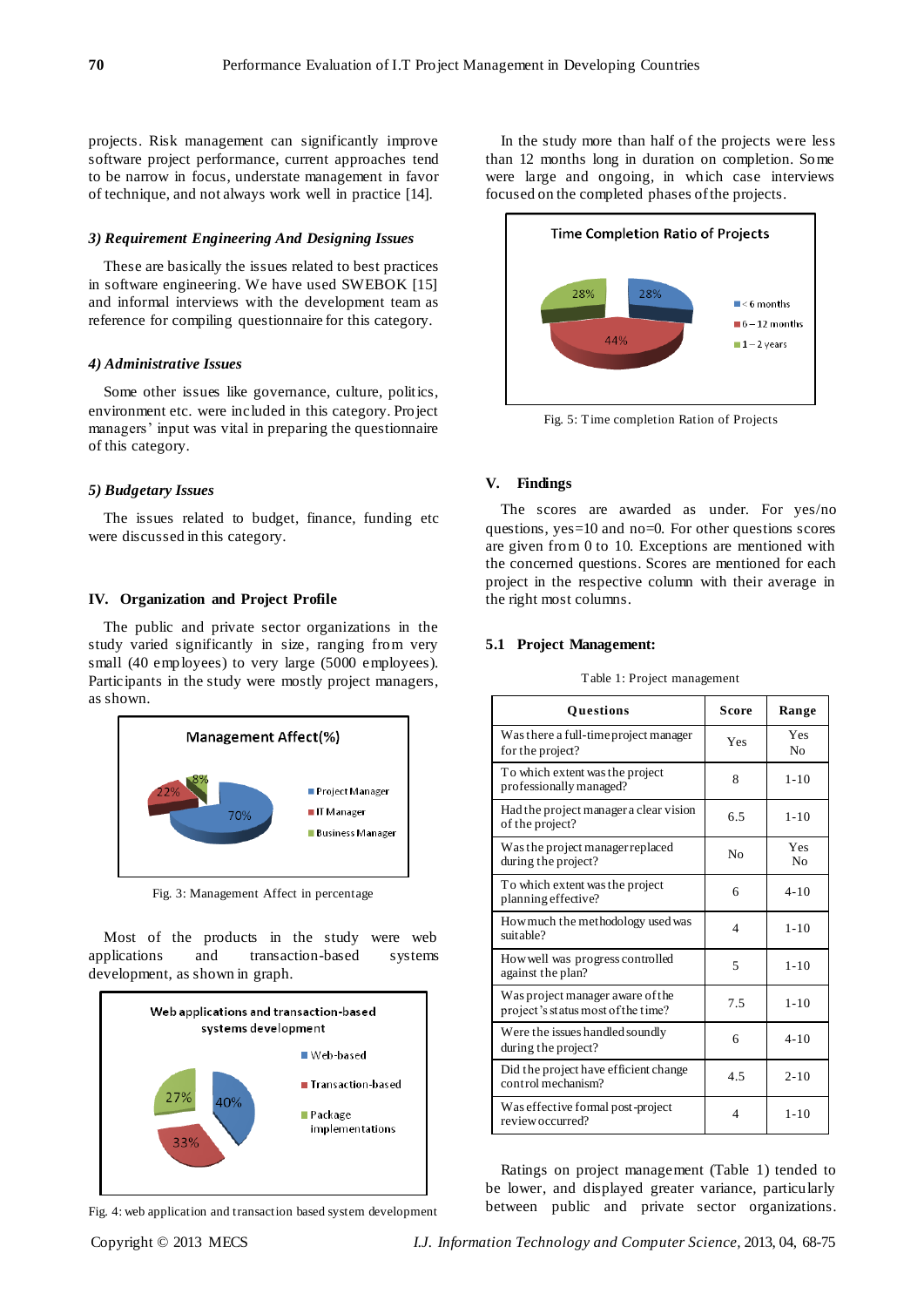projects. Risk management can significantly improve software project performance, current approaches tend to be narrow in focus, understate management in favor of technique, and not always work well in practice [14].

#### 3) Requirement Engineering And Designing Issues

These are basically the issues related to best practices in software engineering. We have used SWEBOK [15] and informal interviews with the development team as reference for compiling questionnaire for this category.

#### 4) Administrative Issues

Some other issues like governance, culture, politics, environment etc. were included in this category. Project managers' input was vital in preparing the questionnaire of this category.

#### 5) Budgetary Issues

The issues related to budget, finance, funding etc were discussed in this category.

## IV. Organization and Project Profile

The public and private sector organizations in the study varied significantly in size, ranging from very small (40 employees) to very large (5000 employees). Participants in the study were mostly project managers, as shown.

Fig. 3: Management Affect in percentage

Most of the products in the study were web applications and transaction-based systems development, as shown in graph.

Fig. 4: web application and transaction based system development

In the study more than half of the projects were less than 12 months long in duration on completion. Some were large and ongoing, in which case interviews focused on the completed phases of the projects.

Fig. 5: Time completion Ration of Projects

## V. Findings

The scores are awarded as under. For yes/no questions, yes=10 and no=0. For other questions scores are given from 0 to 10. Exceptions are mentioned with the concerned questions. Scores are mentioned for each project in the respective column with their average in the right most columns.

### 5.1 Project Management:

Table 1: Project management

| Questions | Score | Range |
|---|---|---|
| Was there a full-time project manager for the project? | Yes | Yes No |
| To which extent was the project professionally managed? | 8 | 1-10 |
| Had the project manager a clear vision of the project? | 6.5 | 1-10 |
| Was the project manager replaced during the project? | No | Yes No |
| To which extent was the project planning effective? | 6 | 4-10 |
| How much the methodology used was suitable? | 4 | 1-10 |
| How well was progress controlled against the plan? | 5 | 1-10 |
| Was project manager aware of the project's status most of the time? | 7.5 | 1-10 |
| Were the issues handled soundly during the project? | 6 | 4-10 |
| Did the project have efficient change control mechanism? | 4.5 | 2-10 |
| Was effective formal post-project review occurred? | 4 | 1-10 |

Ratings on project management (Table 1) tended to be lower, and displayed greater variance, particularly between public and private sector organizations.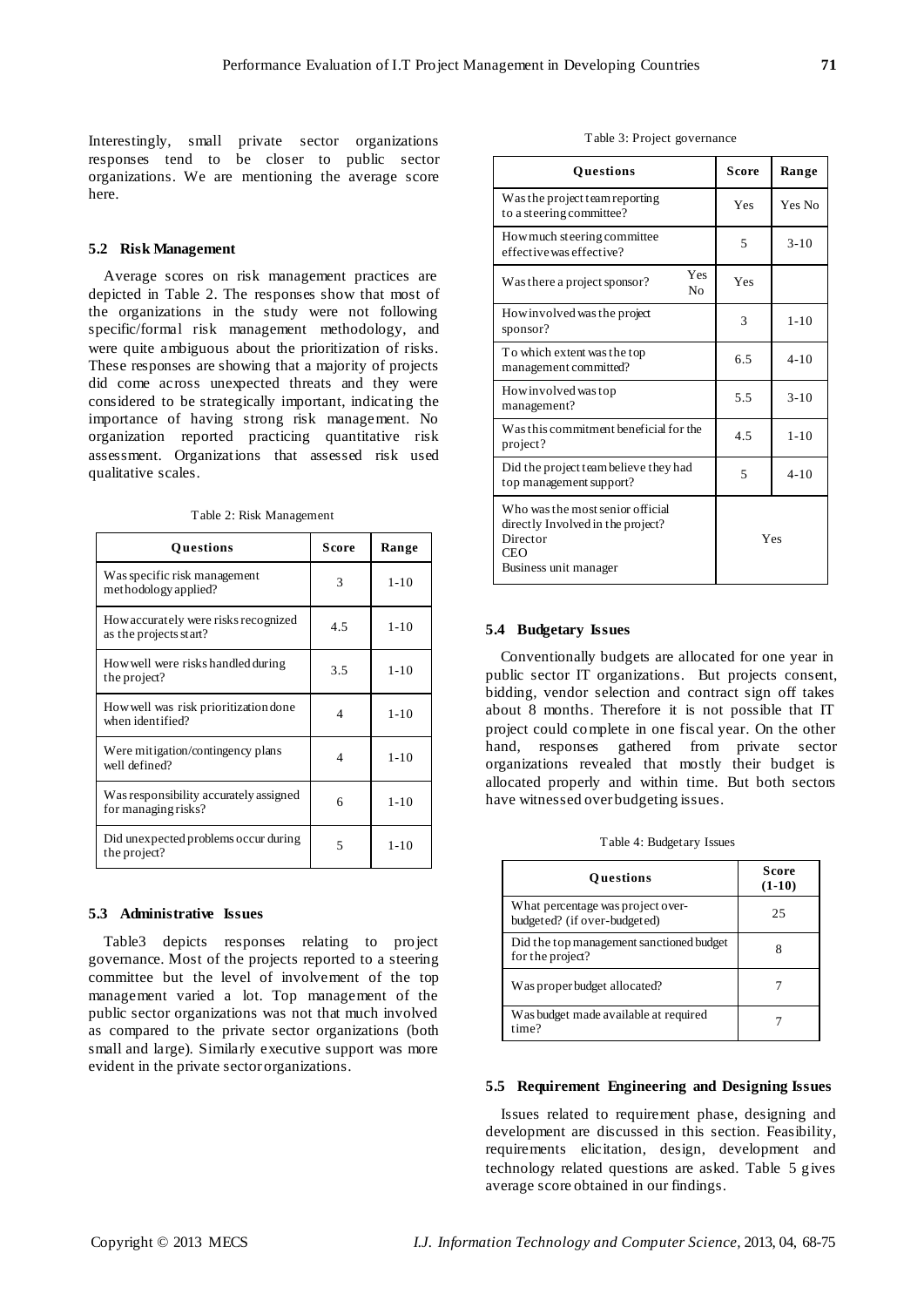Interestingly, small private sector organizations responses tend to be closer to public sector organizations. We are mentioning the average score here.

### 5.2 Risk Management

Average scores on risk management practices are depicted in Table 2. The responses show that most of the organizations in the study were not following specific/formal risk management methodology, and were quite ambiguous about the prioritization of risks. These responses are showing that a majority of projects did come across unexpected threats and they were considered to be strategically important, indicating the importance of having strong risk management. No organization reported practicing quantitative risk assessment. Organizations that assessed risk used qualitative scales.

Table 2: Risk Management

| Questions | Score | Range |
|---|---|---|
| Was specific risk management methodology applied? | 3 | 1-10 |
| How accurately were risks recognized as the projects start? | 4.5 | 1-10 |
| How well were risks handled during the project? | 3.5 | 1-10 |
| How well was risk prioritization done when identified? | 4 | 1-10 |
| Were mitigation/contingency plans well defined? | 4 | 1-10 |
| Was responsibility accurately assigned for managing risks? | 6 | 1-10 |
| Did unexpected problems occur during the project? | 5 | 1-10 |

### 5.3 Administrative Issues

Table3 depicts responses relating to project governance. Most of the projects reported to a steering committee but the level of involvement of the top management varied a lot. Top management of the public sector organizations was not that much involved as compared to the private sector organizations (both small and large). Similarly executive support was more evident in the private sector organizations.

Table 3: Project governance

| Questions | Score | Range |
|---|---|---|
| Was the project team reporting to a steering committee? | Yes | Yes No |
| How much steering committee effective was effective? | 5 | 3-10 |
| Was there a project sponsor? Yes No | Yes | |
| How involved was the project sponsor? | 3 | 1-10 |
| To which extent was the top management committed? | 6.5 | 4-10 |
| How involved was top management? | 5.5 | 3-10 |
| Was this commitment beneficial for the project? | 4.5 | 1-10 |
| Did the project team believe they had top management support? | 5 | 4-10 |
| Who was the most senior official directly Involved in the project? Director CEO Business unit manager | Yes | |

### 5.4 Budgetary Issues

Conventionally budgets are allocated for one year in public sector IT organizations. But projects consent, bidding, vendor selection and contract sign off takes about 8 months. Therefore it is not possible that IT project could complete in one fiscal year. On the other hand, responses gathered from private sector organizations revealed that mostly their budget is allocated properly and within time. But both sectors have witnessed over budgeting issues.

Table 4: Budgetary Issues

| Questions | Score (1-10) |
|---|---|
| What percentage was project over-budgeted? (if over-budgeted) | 25 |
| Did the top management sanctioned budget for the project? | 8 |
| Was proper budget allocated? | 7 |
| Was budget made available at required time? | 7 |

### 5.5 Requirement Engineering and Designing Issues

Issues related to requirement phase, designing and development are discussed in this section. Feasibility, requirements elicitation, design, development and technology related questions are asked. Table 5 gives average score obtained in our findings.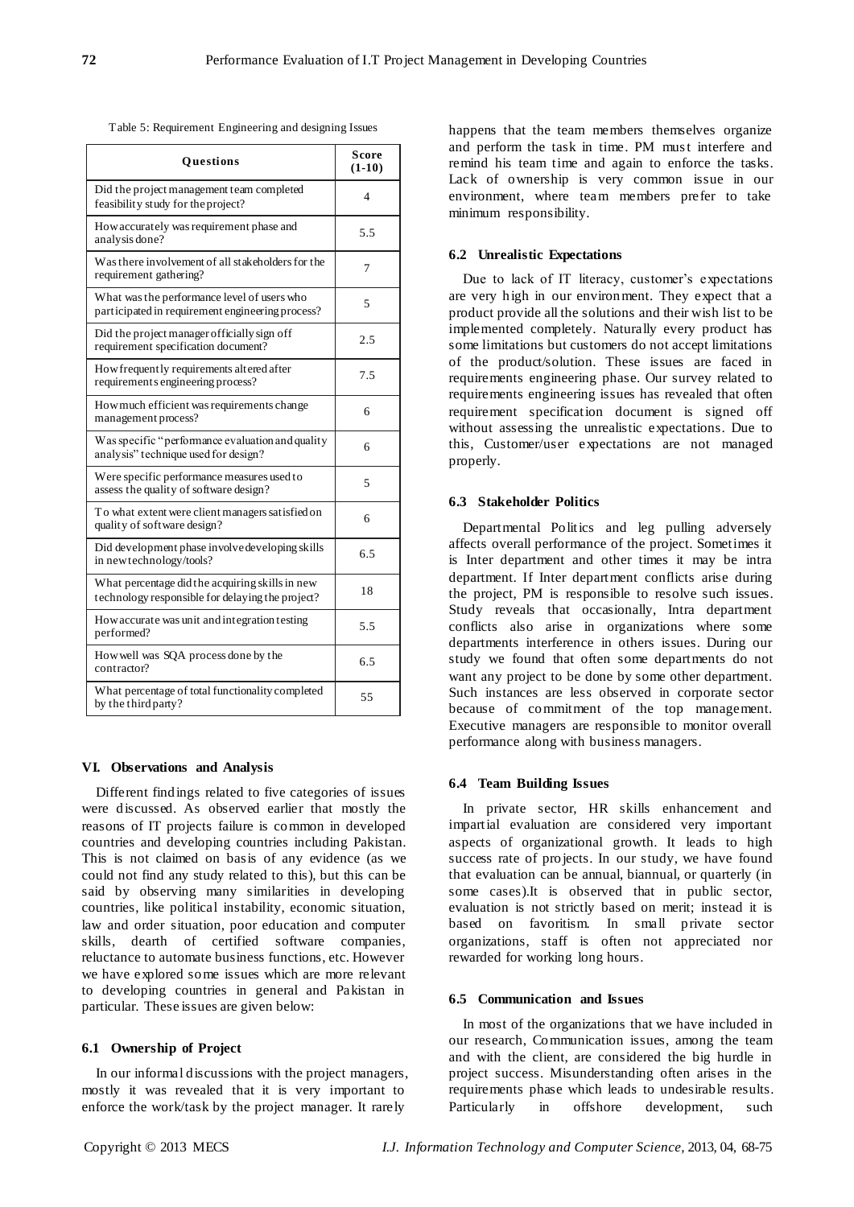Table 5: Requirement Engineering and designing Issues

| Questions | Score (1-10) |
|---|---|
| Did the project management team completed feasibility study for the project? | 4 |
| How accurately was requirement phase and analysis done? | 5.5 |
| Was there involvement of all stakeholders for the requirement gathering? | 7 |
| What was the performance level of users who participated in requirement engineering process? | 5 |
| Did the project manager officially sign off requirement specification document? | 2.5 |
| How frequently requirements altered after requirements engineering process? | 7.5 |
| How much efficient was requirements change management process? | 6 |
| Was specific "performance evaluation and quality analysis" technique used for design? | 6 |
| Were specific performance measures used to assess the quality of software design? | 5 |
| To what extent were client managers satisfied on quality of software design? | 6 |
| Did development phase involve developing skills in new technology/tools? | 6.5 |
| What percentage did the acquiring skills in new technology responsible for delaying the project? | 18 |
| How accurate was unit and integration testing performed? | 5.5 |
| How well was SQA process done by the contractor? | 6.5 |
| What percentage of total functionality completed by the third party? | 55 |

## VI. Observations and Analysis

Different findings related to five categories of issues were discussed. As observed earlier that mostly the reasons of IT projects failure is common in developed countries and developing countries including Pakistan. This is not claimed on basis of any evidence (as we could not find any study related to this), but this can be said by observing many similarities in developing countries, like political instability, economic situation, law and order situation, poor education and computer skills, dearth of certified software companies, reluctance to automate business functions, etc. However we have explored some issues which are more relevant to developing countries in general and Pakistan in particular. These issues are given below:

### 6.1 Ownership of Project

In our informal discussions with the project managers, mostly it was revealed that it is very important to enforce the work/task by the project manager. It rarely happens that the team members themselves organize and perform the task in time. PM must interfere and remind his team time and again to enforce the tasks. Lack of ownership is very common issue in our environment, where team members prefer to take minimum responsibility.

### 6.2 Unrealistic Expectations

Due to lack of IT literacy, customer's expectations are very high in our environment. They expect that a product provide all the solutions and their wish list to be implemented completely. Naturally every product has some limitations but customers do not accept limitations of the product/solution. These issues are faced in requirements engineering phase. Our survey related to requirements engineering issues has revealed that often requirement specification document is signed off without assessing the unrealistic expectations. Due to this, Customer/user expectations are not managed properly.

### 6.3 Stakeholder Politics

Departmental Politics and leg pulling adversely affects overall performance of the project. Sometimes it is Inter department and other times it may be intra department. If Inter department conflicts arise during the project, PM is responsible to resolve such issues. Study reveals that occasionally, Intra department conflicts also arise in organizations where some departments interference in others issues. During our study we found that often some departments do not want any project to be done by some other department. Such instances are less observed in corporate sector because of commitment of the top management. Executive managers are responsible to monitor overall performance along with business managers.

### 6.4 Team Building Issues

In private sector, HR skills enhancement and impartial evaluation are considered very important aspects of organizational growth. It leads to high success rate of projects. In our study, we have found that evaluation can be annual, biannual, or quarterly (in some cases).It is observed that in public sector, evaluation is not strictly based on merit; instead it is based on favoritism. In small private sector organizations, staff is often not appreciated nor rewarded for working long hours.

### 6.5 Communication and Issues

In most of the organizations that we have included in our research, Communication issues, among the team and with the client, are considered the big hurdle in project success. Misunderstanding often arises in the requirements phase which leads to undesirable results. Particularly in offshore development, such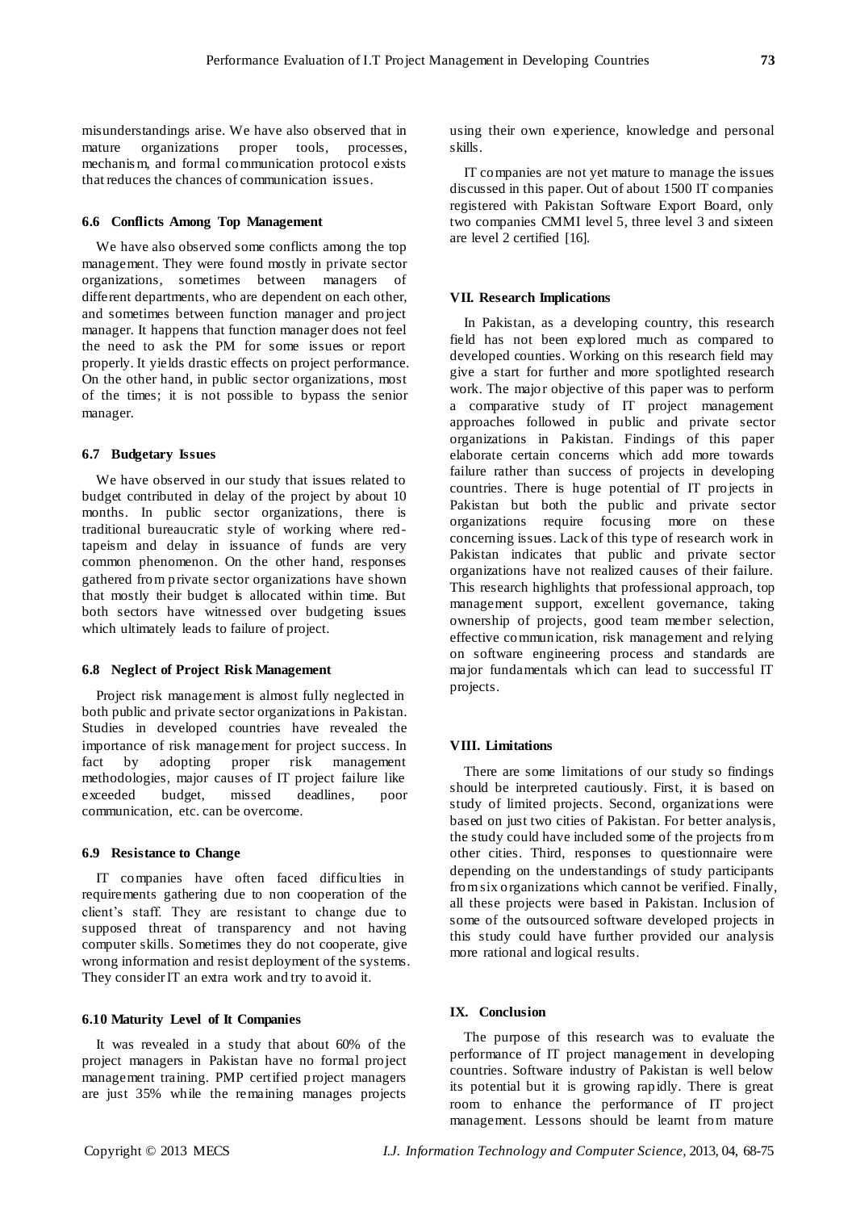misunderstandings arise. We have also observed that in mature organizations proper tools, processes, mechanism, and formal communication protocol exists that reduces the chances of communication issues.

### 6.6 Conflicts Among Top Management

We have also observed some conflicts among the top management. They were found mostly in private sector organizations, sometimes between managers of different departments, who are dependent on each other, and sometimes between function manager and project manager. It happens that function manager does not feel the need to ask the PM for some issues or report properly. It yields drastic effects on project performance. On the other hand, in public sector organizations, most of the times; it is not possible to bypass the senior manager.

### 6.7 Budgetary Issues

We have observed in our study that issues related to budget contributed in delay of the project by about 10 months. In public sector organizations, there is traditional bureaucratic style of working where red-tapeism and delay in issuance of funds are very common phenomenon. On the other hand, responses gathered from private sector organizations have shown that mostly their budget is allocated within time. But both sectors have witnessed over budgeting issues which ultimately leads to failure of project.

### 6.8 Neglect of Project Risk Management

Project risk management is almost fully neglected in both public and private sector organizations in Pakistan. Studies in developed countries have revealed the importance of risk management for project success. In fact by adopting proper risk management methodologies, major causes of IT project failure like exceeded budget, missed deadlines, poor communication, etc. can be overcome.

### 6.9 Resistance to Change

IT companies have often faced difficulties in requirements gathering due to non cooperation of the client's staff. They are resistant to change due to supposed threat of transparency and not having computer skills. Sometimes they do not cooperate, give wrong information and resist deployment of the systems. They consider IT an extra work and try to avoid it.

### 6.10 Maturity Level of It Companies

It was revealed in a study that about 60% of the project managers in Pakistan have no formal project management training. PMP certified project managers are just 35% while the remaining manages projects using their own experience, knowledge and personal skills.

IT companies are not yet mature to manage the issues discussed in this paper. Out of about 1500 IT companies registered with Pakistan Software Export Board, only two companies CMMI level 5, three level 3 and sixteen are level 2 certified [16].

## VII. Research Implications

In Pakistan, as a developing country, this research field has not been explored much as compared to developed counties. Working on this research field may give a start for further and more spotlighted research work. The major objective of this paper was to perform a comparative study of IT project management approaches followed in public and private sector organizations in Pakistan. Findings of this paper elaborate certain concerns which add more towards failure rather than success of projects in developing countries. There is huge potential of IT projects in Pakistan but both the public and private sector organizations require focusing more on these concerning issues. Lack of this type of research work in Pakistan indicates that public and private sector organizations have not realized causes of their failure. This research highlights that professional approach, top management support, excellent governance, taking ownership of projects, good team member selection, effective communication, risk management and relying on software engineering process and standards are major fundamentals which can lead to successful IT projects.

## VIII. Limitations

There are some limitations of our study so findings should be interpreted cautiously. First, it is based on study of limited projects. Second, organizations were based on just two cities of Pakistan. For better analysis, the study could have included some of the projects from other cities. Third, responses to questionnaire were depending on the understandings of study participants from six organizations which cannot be verified. Finally, all these projects were based in Pakistan. Inclusion of some of the outsourced software developed projects in this study could have further provided our analysis more rational and logical results.

## IX. Conclusion

The purpose of this research was to evaluate the performance of IT project management in developing countries. Software industry of Pakistan is well below its potential but it is growing rapidly. There is great room to enhance the performance of IT project management. Lessons should be learnt from mature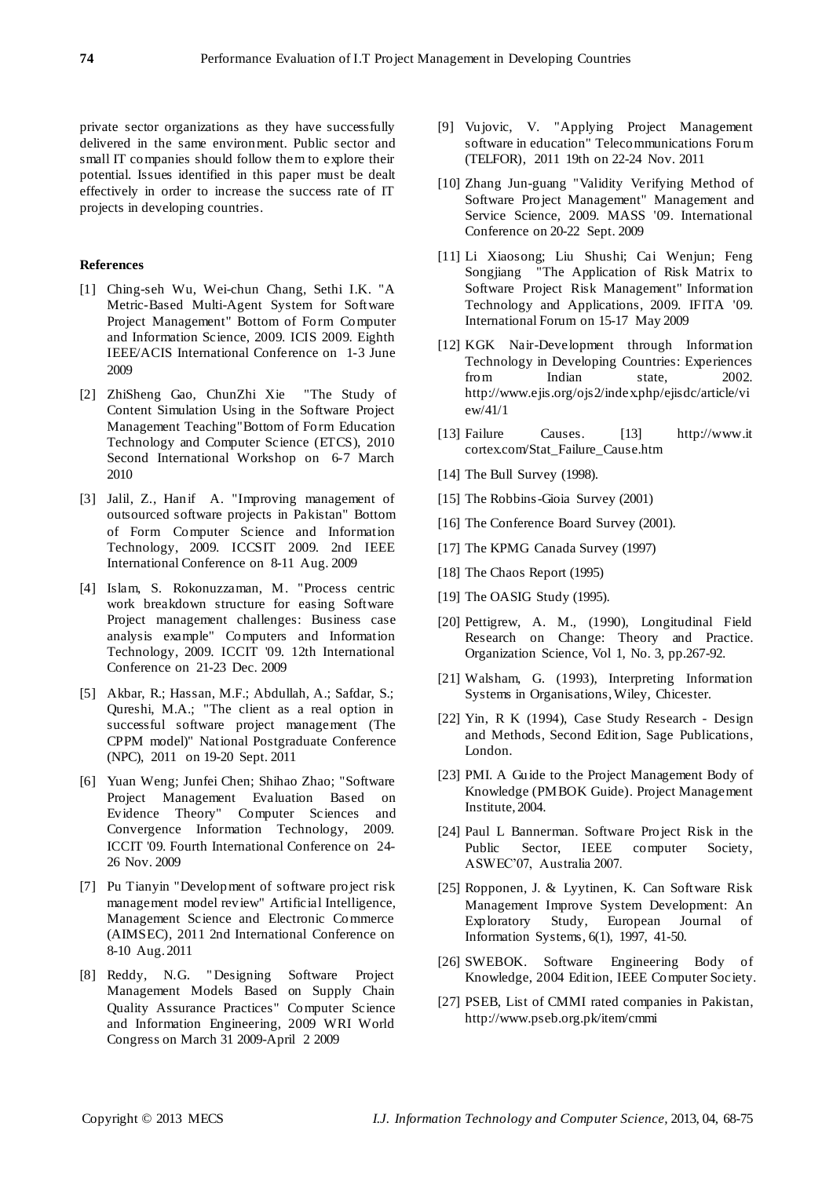private sector organizations as they have successfully delivered in the same environment. Public sector and small IT companies should follow them to explore their potential. Issues identified in this paper must be dealt effectively in order to increase the success rate of IT projects in developing countries.

**References**

[1] Ching-seh Wu, Wei-chun Chang, Sethi I.K. "A Metric-Based Multi-Agent System for Software Project Management" Bottom of Form Computer and Information Science, 2009. ICIS 2009. Eighth IEEE/ACIS International Conference on 1-3 June 2009

[2] ZhiSheng Gao, ChunZhi Xie "The Study of Content Simulation Using in the Software Project Management Teaching"Bottom of Form Education Technology and Computer Science (ETCS), 2010 Second International Workshop on 6-7 March 2010

[3] Jalil, Z., Hanif A. "Improving management of outsourced software projects in Pakistan" Bottom of Form Computer Science and Information Technology, 2009. ICCSIT 2009. 2nd IEEE International Conference on 8-11 Aug. 2009

[4] Islam, S. Rokonuzzaman, M. "Process centric work breakdown structure for easing Software Project management challenges: Business case analysis example" Computers and Information Technology, 2009. ICCIT '09. 12th International Conference on 21-23 Dec. 2009

[5] Akbar, R.; Hassan, M.F.; Abdullah, A.; Safdar, S.; Qureshi, M.A.; "The client as a real option in successful software project management (The CPPM model)" National Postgraduate Conference (NPC), 2011 on 19-20 Sept. 2011

[6] Yuan Weng; Junfei Chen; Shihao Zhao; "Software Project Management Evaluation Based on Evidence Theory" Computer Sciences and Convergence Information Technology, 2009. ICCIT '09. Fourth International Conference on 24-26 Nov. 2009

[7] Pu Tianyin "Development of software project risk management model review" Artificial Intelligence, Management Science and Electronic Commerce (AIMSEC), 2011 2nd International Conference on 8-10 Aug. 2011

[8] Reddy, N.G. "Designing Software Project Management Models Based on Supply Chain Quality Assurance Practices" Computer Science and Information Engineering, 2009 WRI World Congress on March 31 2009-April 2 2009

[9] Vujovic, V. "Applying Project Management software in education" Telecommunications Forum (TELFOR), 2011 19th on 22-24 Nov. 2011

[10] Zhang Jun-guang "Validity Verifying Method of Software Project Management" Management and Service Science, 2009. MASS '09. International Conference on 20-22 Sept. 2009

[11] Li Xiaosong; Liu Shushi; Cai Wenjun; Feng Songjiang "The Application of Risk Matrix to Software Project Risk Management" Information Technology and Applications, 2009. IFITA '09. International Forum on 15-17 May 2009

[12] KGK Nair-Development through Information Technology in Developing Countries: Experiences from Indian state, 2002. http://www.ejis.org/ojs2/index.php/ejisdc/article/view/41/1

[13] Failure Causes. [13] http://www.itcortex.com/Stat_Failure_Cause.htm

[14] The Bull Survey (1998).

[15] The Robbins-Gioia Survey (2001)

[16] The Conference Board Survey (2001).

[17] The KPMG Canada Survey (1997)

[18] The Chaos Report (1995)

[19] The OASIG Study (1995).

[20] Pettigrew, A. M., (1990), Longitudinal Field Research on Change: Theory and Practice. Organization Science, Vol 1, No. 3, pp.267-92.

[21] Walsham, G. (1993), Interpreting Information Systems in Organisations, Wiley, Chicester.

[22] Yin, R K (1994), Case Study Research - Design and Methods, Second Edition, Sage Publications, London.

[23] PMI. A Guide to the Project Management Body of Knowledge (PMBOK Guide). Project Management Institute, 2004.

[24] Paul L Bannerman. Software Project Risk in the Public Sector, IEEE computer Society, ASWEC'07, Australia 2007.

[25] Ropponen, J. & Lyytinen, K. Can Software Risk Management Improve System Development: An Exploratory Study, European Journal of Information Systems, 6(1), 1997, 41-50.

[26] SWEBOK. Software Engineering Body of Knowledge, 2004 Edition, IEEE Computer Society.

[27] PSEB, List of CMMI rated companies in Pakistan, http://www.pseb.org.pk/item/cmmi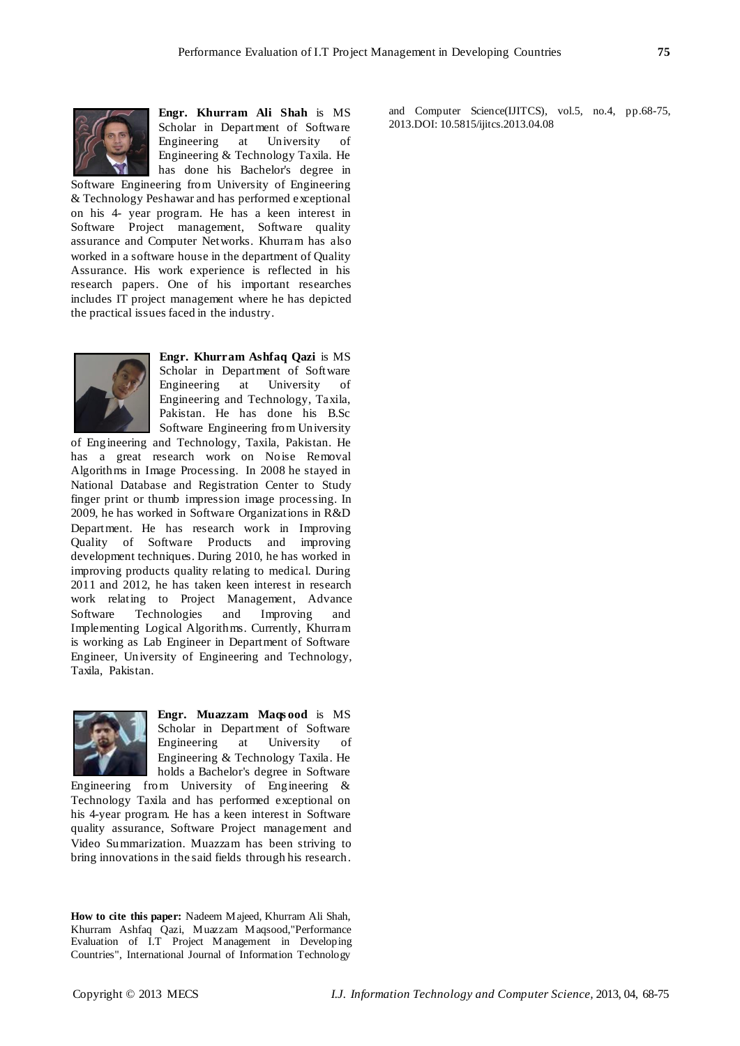**Engr. Khurram Ali Shah** is MS Scholar in Department of Software Engineering at University of Engineering & Technology Taxila. He has done his Bachelor's degree in Software Engineering from University of Engineering & Technology Peshawar and has performed exceptional on his 4- year program. He has a keen interest in Software Project management, Software quality assurance and Computer Networks. Khurram has also worked in a software house in the department of Quality Assurance. His work experience is reflected in his research papers. One of his important researches includes IT project management where he has depicted the practical issues faced in the industry.

**Engr. Khurram Ashfaq Qazi** is MS Scholar in Department of Software Engineering at University of Engineering and Technology, Taxila, Pakistan. He has done his B.Sc Software Engineering from University of Engineering and Technology, Taxila, Pakistan. He has a great research work on Noise Removal Algorithms in Image Processing. In 2008 he stayed in National Database and Registration Center to Study finger print or thumb impression image processing. In 2009, he has worked in Software Organizations in R&D Department. He has research work in Improving Quality of Software Products and improving development techniques. During 2010, he has worked in improving products quality relating to medical. During 2011 and 2012, he has taken keen interest in research work relating to Project Management, Advance Software Technologies and Improving and Implementing Logical Algorithms. Currently, Khurram is working as Lab Engineer in Department of Software Engineer, University of Engineering and Technology, Taxila, Pakistan.

**Engr. Muazzam Maqsood** is MS Scholar in Department of Software Engineering at University of Engineering & Technology Taxila. He holds a Bachelor's degree in Software Engineering from University of Engineering & Technology Taxila and has performed exceptional on his 4-year program. He has a keen interest in Software quality assurance, Software Project management and Video Summarization. Muazzam has been striving to bring innovations in the said fields through his research.

**How to cite this paper:** Nadeem Majeed, Khurram Ali Shah, Khurram Ashfaq Qazi, Muazzam Maqsood,"Performance Evaluation of I.T Project Management in Developing Countries", International Journal of Information Technology and Computer Science(IJITCS), vol.5, no.4, pp.68-75, 2013.DOI: 10.5815/ijitcs.2013.04.08